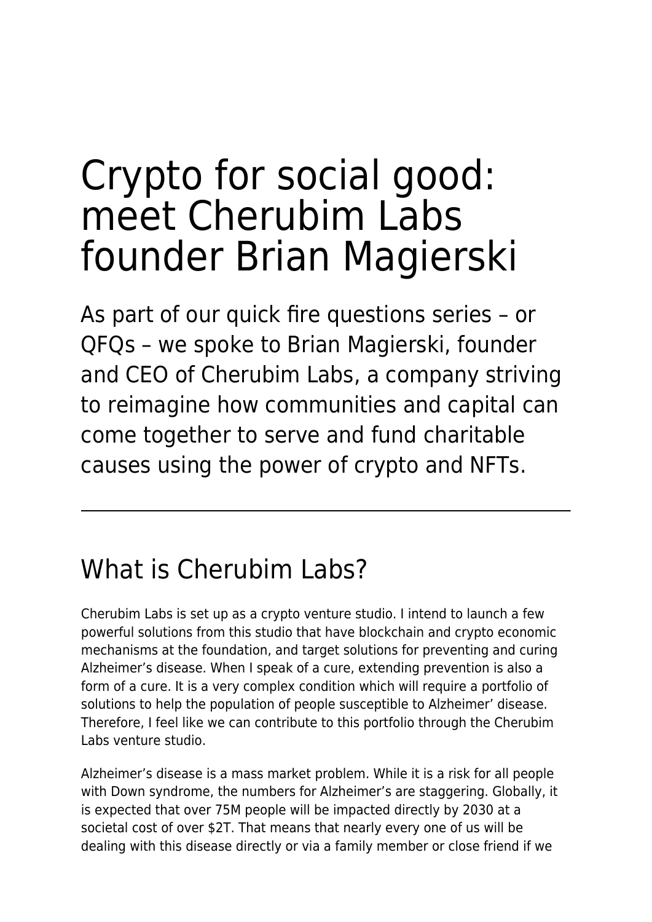# Crypto for social good: meet Cherubim Labs founder Brian Magierski

As part of our quick fire questions series – or QFQs – we spoke to Brian Magierski, founder and CEO of Cherubim Labs, a company striving to reimagine how communities and capital can come together to serve and fund charitable causes using the power of crypto and NFTs.

---

## What is Cherubim Labs?

Cherubim Labs is set up as a crypto venture studio. I intend to launch a few powerful solutions from this studio that have blockchain and crypto economic mechanisms at the foundation, and target solutions for preventing and curing Alzheimer's disease. When I speak of a cure, extending prevention is also a form of a cure. It is a very complex condition which will require a portfolio of solutions to help the population of people susceptible to Alzheimer' disease. Therefore, I feel like we can contribute to this portfolio through the Cherubim Labs venture studio.

Alzheimer's disease is a mass market problem. While it is a risk for all people with Down syndrome, the numbers for Alzheimer's are staggering. Globally, it is expected that over 75M people will be impacted directly by 2030 at a societal cost of over $2T. That means that nearly every one of us will be dealing with this disease directly or via a family member or close friend if we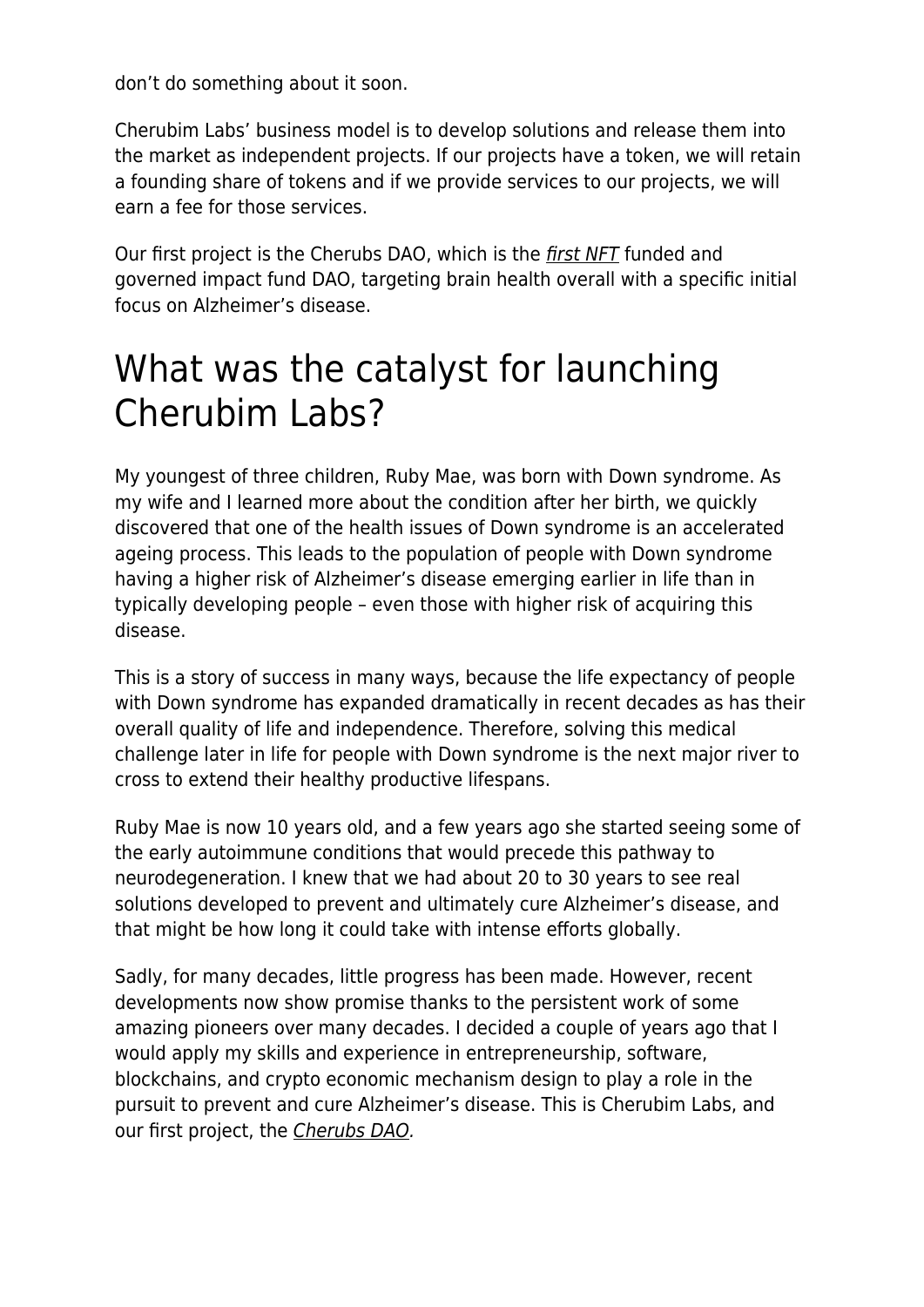don't do something about it soon.

Cherubim Labs' business model is to develop solutions and release them into the market as independent projects. If our projects have a token, we will retain a founding share of tokens and if we provide services to our projects, we will earn a fee for those services.

Our first project is the Cherubs DAO, which is the *first NFT* funded and governed impact fund DAO, targeting brain health overall with a specific initial focus on Alzheimer's disease.

# What was the catalyst for launching Cherubim Labs?

My youngest of three children, Ruby Mae, was born with Down syndrome. As my wife and I learned more about the condition after her birth, we quickly discovered that one of the health issues of Down syndrome is an accelerated ageing process. This leads to the population of people with Down syndrome having a higher risk of Alzheimer's disease emerging earlier in life than in typically developing people – even those with higher risk of acquiring this disease.

This is a story of success in many ways, because the life expectancy of people with Down syndrome has expanded dramatically in recent decades as has their overall quality of life and independence. Therefore, solving this medical challenge later in life for people with Down syndrome is the next major river to cross to extend their healthy productive lifespans.

Ruby Mae is now 10 years old, and a few years ago she started seeing some of the early autoimmune conditions that would precede this pathway to neurodegeneration. I knew that we had about 20 to 30 years to see real solutions developed to prevent and ultimately cure Alzheimer's disease, and that might be how long it could take with intense efforts globally.

Sadly, for many decades, little progress has been made. However, recent developments now show promise thanks to the persistent work of some amazing pioneers over many decades. I decided a couple of years ago that I would apply my skills and experience in entrepreneurship, software, blockchains, and crypto economic mechanism design to play a role in the pursuit to prevent and cure Alzheimer's disease. This is Cherubim Labs, and our first project, the *Cherubs DAO.*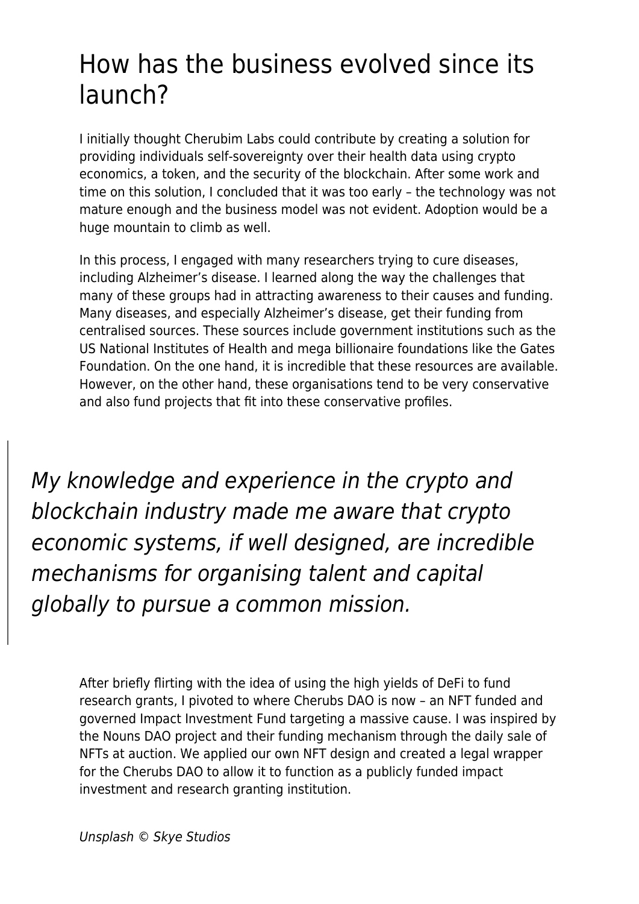## How has the business evolved since its launch?

I initially thought Cherubim Labs could contribute by creating a solution for providing individuals self-sovereignty over their health data using crypto economics, a token, and the security of the blockchain. After some work and time on this solution, I concluded that it was too early – the technology was not mature enough and the business model was not evident. Adoption would be a huge mountain to climb as well.

In this process, I engaged with many researchers trying to cure diseases, including Alzheimer's disease. I learned along the way the challenges that many of these groups had in attracting awareness to their causes and funding. Many diseases, and especially Alzheimer's disease, get their funding from centralised sources. These sources include government institutions such as the US National Institutes of Health and mega billionaire foundations like the Gates Foundation. On the one hand, it is incredible that these resources are available. However, on the other hand, these organisations tend to be very conservative and also fund projects that fit into these conservative profiles.

> *My knowledge and experience in the crypto and blockchain industry made me aware that crypto economic systems, if well designed, are incredible mechanisms for organising talent and capital globally to pursue a common mission.*

After briefly flirting with the idea of using the high yields of DeFi to fund research grants, I pivoted to where Cherubs DAO is now – an NFT funded and governed Impact Investment Fund targeting a massive cause. I was inspired by the Nouns DAO project and their funding mechanism through the daily sale of NFTs at auction. We applied our own NFT design and created a legal wrapper for the Cherubs DAO to allow it to function as a publicly funded impact investment and research granting institution.

*Unsplash © Skye Studios*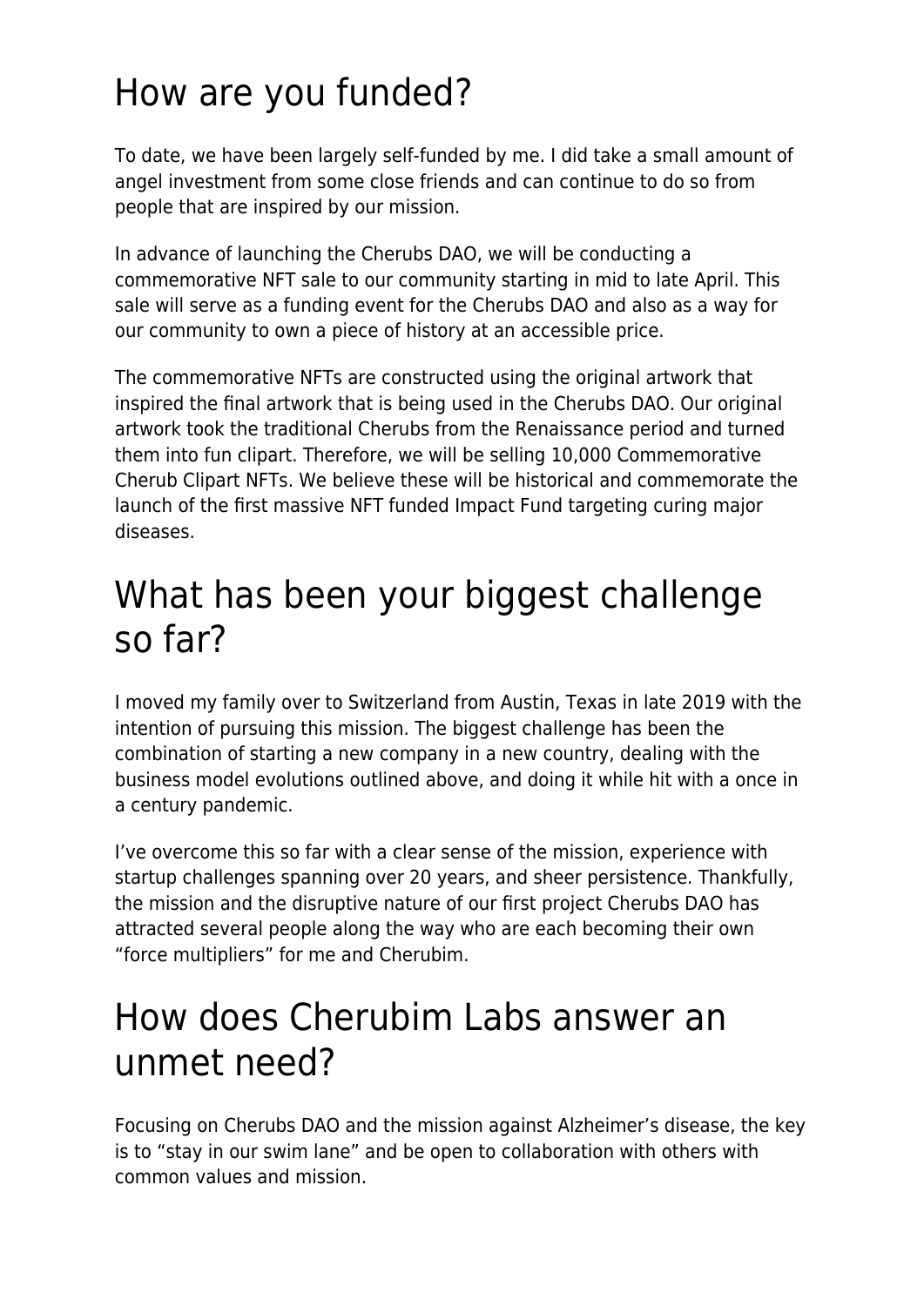# How are you funded?

To date, we have been largely self-funded by me. I did take a small amount of angel investment from some close friends and can continue to do so from people that are inspired by our mission.

In advance of launching the Cherubs DAO, we will be conducting a commemorative NFT sale to our community starting in mid to late April. This sale will serve as a funding event for the Cherubs DAO and also as a way for our community to own a piece of history at an accessible price.

The commemorative NFTs are constructed using the original artwork that inspired the final artwork that is being used in the Cherubs DAO. Our original artwork took the traditional Cherubs from the Renaissance period and turned them into fun clipart. Therefore, we will be selling 10,000 Commemorative Cherub Clipart NFTs. We believe these will be historical and commemorate the launch of the first massive NFT funded Impact Fund targeting curing major diseases.

# What has been your biggest challenge so far?

I moved my family over to Switzerland from Austin, Texas in late 2019 with the intention of pursuing this mission. The biggest challenge has been the combination of starting a new company in a new country, dealing with the business model evolutions outlined above, and doing it while hit with a once in a century pandemic.

I've overcome this so far with a clear sense of the mission, experience with startup challenges spanning over 20 years, and sheer persistence. Thankfully, the mission and the disruptive nature of our first project Cherubs DAO has attracted several people along the way who are each becoming their own "force multipliers" for me and Cherubim.

# How does Cherubim Labs answer an unmet need?

Focusing on Cherubs DAO and the mission against Alzheimer's disease, the key is to "stay in our swim lane" and be open to collaboration with others with common values and mission.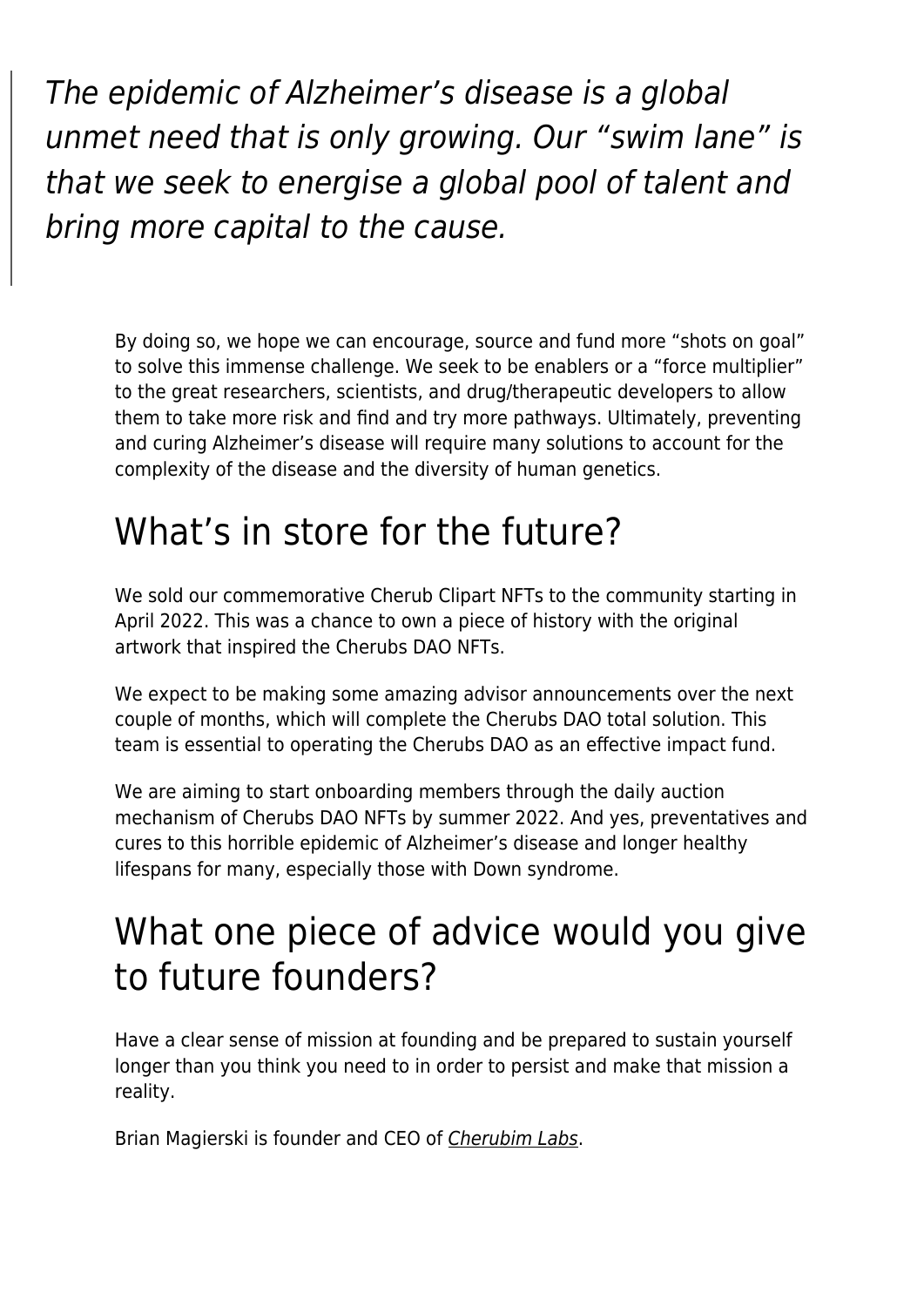> *The epidemic of Alzheimer's disease is a global unmet need that is only growing. Our "swim lane" is that we seek to energise a global pool of talent and bring more capital to the cause.*

By doing so, we hope we can encourage, source and fund more "shots on goal" to solve this immense challenge. We seek to be enablers or a "force multiplier" to the great researchers, scientists, and drug/therapeutic developers to allow them to take more risk and find and try more pathways. Ultimately, preventing and curing Alzheimer's disease will require many solutions to account for the complexity of the disease and the diversity of human genetics.

## What's in store for the future?

We sold our commemorative Cherub Clipart NFTs to the community starting in April 2022. This was a chance to own a piece of history with the original artwork that inspired the Cherubs DAO NFTs.

We expect to be making some amazing advisor announcements over the next couple of months, which will complete the Cherubs DAO total solution. This team is essential to operating the Cherubs DAO as an effective impact fund.

We are aiming to start onboarding members through the daily auction mechanism of Cherubs DAO NFTs by summer 2022. And yes, preventatives and cures to this horrible epidemic of Alzheimer's disease and longer healthy lifespans for many, especially those with Down syndrome.

## What one piece of advice would you give to future founders?

Have a clear sense of mission at founding and be prepared to sustain yourself longer than you think you need to in order to persist and make that mission a reality.

Brian Magierski is founder and CEO of *Cherubim Labs*.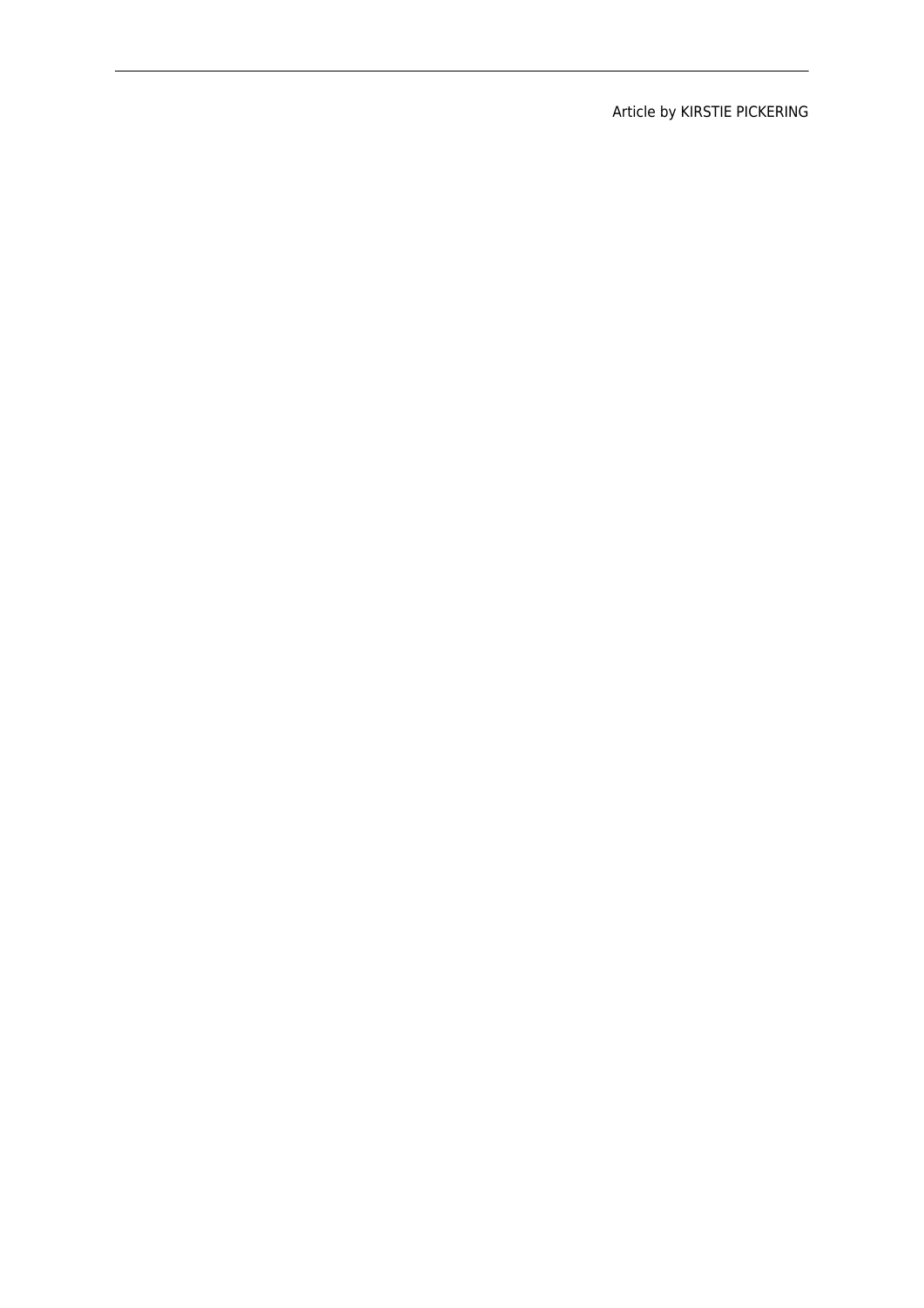Article by KIRSTIE PICKERING